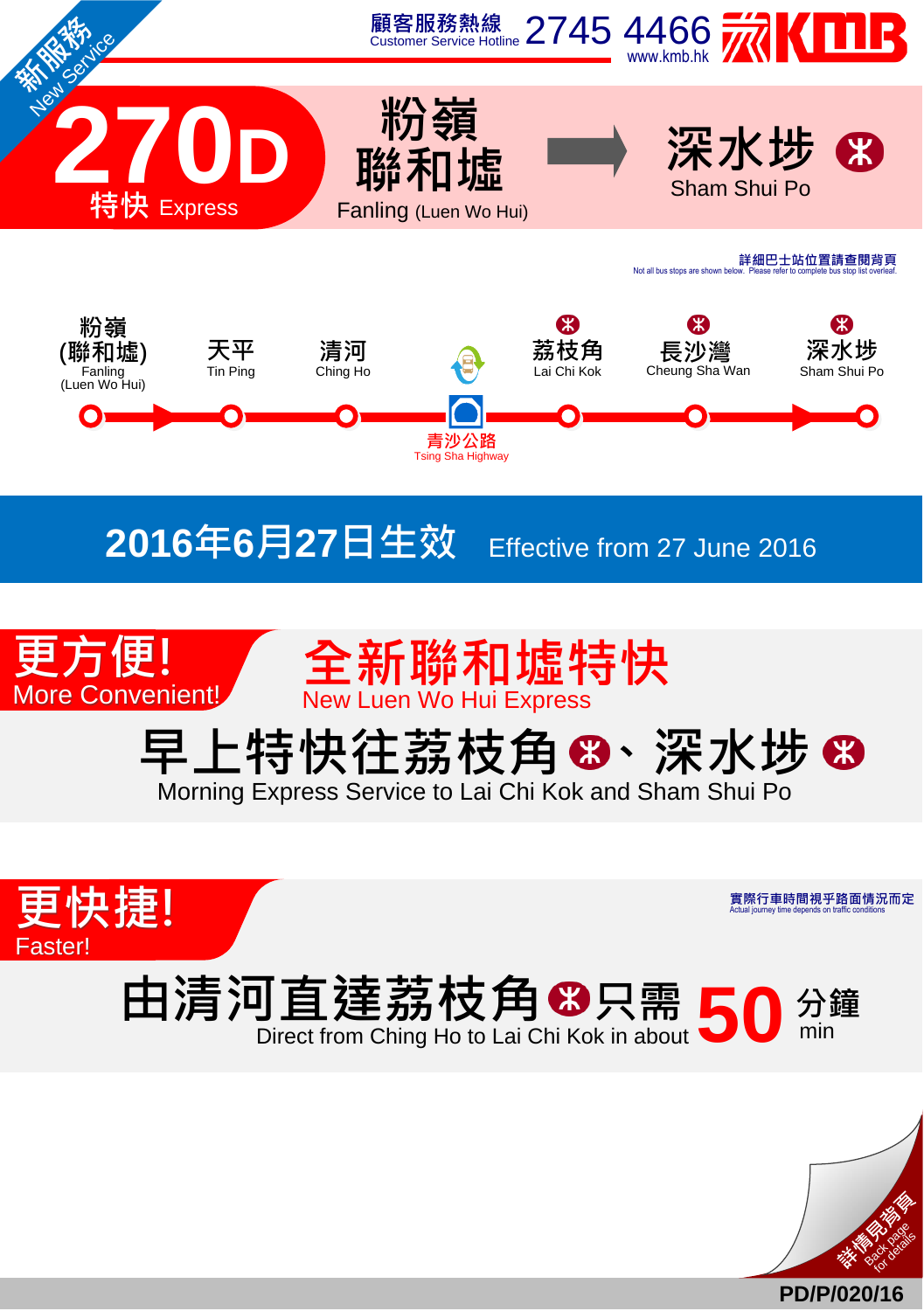新服務 New Service

顧客服務熱線 Customer Service Hotline 2745 4466 www.kmb.hk KMB

# 270D 特快 Express

## 粉嶺聯和墟 Fanling (Luen Wo Hui) → 深水埗 Sham Shui Po

詳細巴士站位置請查閱背頁
Not all bus stops are shown below. Please refer to complete bus stop list overleaf.

粉嶺(聯和墟) Fanling (Luen Wo Hui) → 天平 Tin Ping → 清河 Ching Ho → 青沙公路 Tsing Sha Highway → 荔枝角 Lai Chi Kok → 長沙灣 Cheung Sha Wan → 深水埗 Sham Shui Po

## 2016年6月27日生效 Effective from 27 June 2016

## 更方便! More Convenient!

**全新聯和墟特快**
New Luen Wo Hui Express

**早上特快往荔枝角、深水埗**
Morning Express Service to Lai Chi Kok and Sham Shui Po

## 更快捷! Faster!

實際行車時間視乎路面情況而定
Actual journey time depends on traffic conditions

**由清河直達荔枝角只需 50 分鐘**
Direct from Ching Ho to Lai Chi Kok in about 50 min

詳情見背頁 Back page for details

PD/P/020/16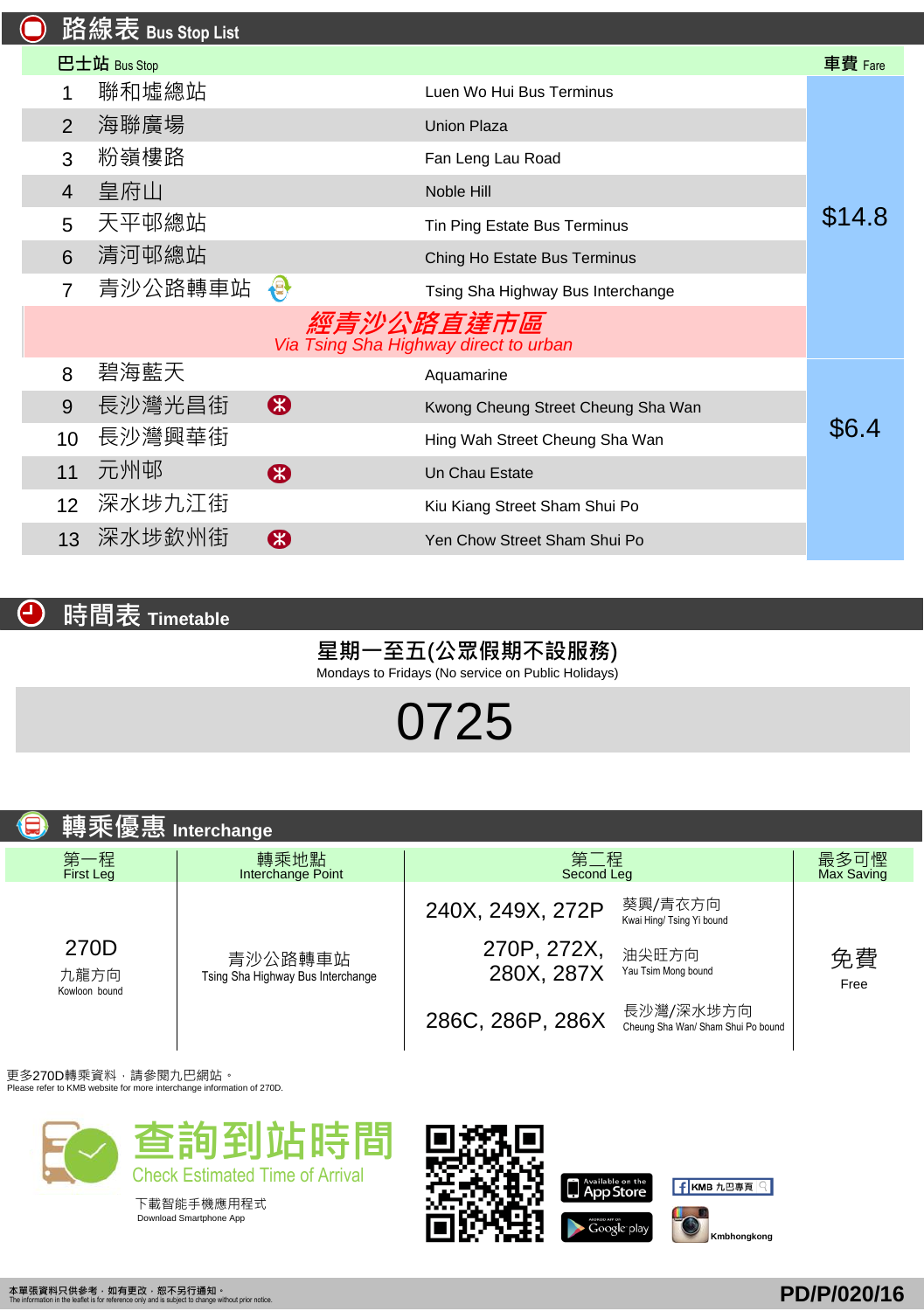## 路線表 Bus Stop List

| | 巴士站 Bus Stop | | 車費 Fare |
|---|---|---|---|
| 1 | 聯和墟總站 | Luen Wo Hui Bus Terminus | $14.8 |
| 2 | 海聯廣場 | Union Plaza | |
| 3 | 粉嶺樓路 | Fan Leng Lau Road | |
| 4 | 皇府山 | Noble Hill | |
| 5 | 天平邨總站 | Tin Ping Estate Bus Terminus | |
| 6 | 清河邨總站 | Ching Ho Estate Bus Terminus | |
| 7 | 青沙公路轉車站 | Tsing Sha Highway Bus Interchange | |
| | *經青沙公路直達市區* | *Via Tsing Sha Highway direct to urban* | |
| 8 | 碧海藍天 | Aquamarine | $6.4 |
| 9 | 長沙灣光昌街 | Kwong Cheung Street Cheung Sha Wan | |
| 10 | 長沙灣興華街 | Hing Wah Street Cheung Sha Wan | |
| 11 | 元州邨 | Un Chau Estate | |
| 12 | 深水埗九江街 | Kiu Kiang Street Sham Shui Po | |
| 13 | 深水埗欽州街 | Yen Chow Street Sham Shui Po | |

## 時間表 Timetable

**星期一至五(公眾假期不設服務)**

Mondays to Fridays (No service on Public Holidays)

0725

## 轉乘優惠 Interchange

| 第一程 First Leg | 轉乘地點 Interchange Point | 第二程 Second Leg | | 最多可慳 Max Saving |
|---|---|---|---|---|
| 270D 九龍方向 Kowloon bound | 青沙公路轉車站 Tsing Sha Highway Bus Interchange | 240X, 249X, 272P | 葵興/青衣方向 Kwai Hing/ Tsing Yi bound | 免費 Free |
| | | 270P, 272X, 280X, 287X | 油尖旺方向 Yau Tsim Mong bound | |
| | | 286C, 286P, 286X | 長沙灣/深水埗方向 Cheung Sha Wan/ Sham Shui Po bound | |

更多270D轉乘資料，請參閱九巴網站。
Please refer to KMB website for more interchange information of 270D.

查詢到站時間
Check Estimated Time of Arrival

下載智能手機應用程式
Download Smartphone App

Available on the App Store

Google play

KMB 九巴專頁

Kmbhongkong

本單張資料只供參考，如有更改，恕不另行通知。
The information in the leaflet is for reference only and is subject to change without prior notice.

PD/P/020/16